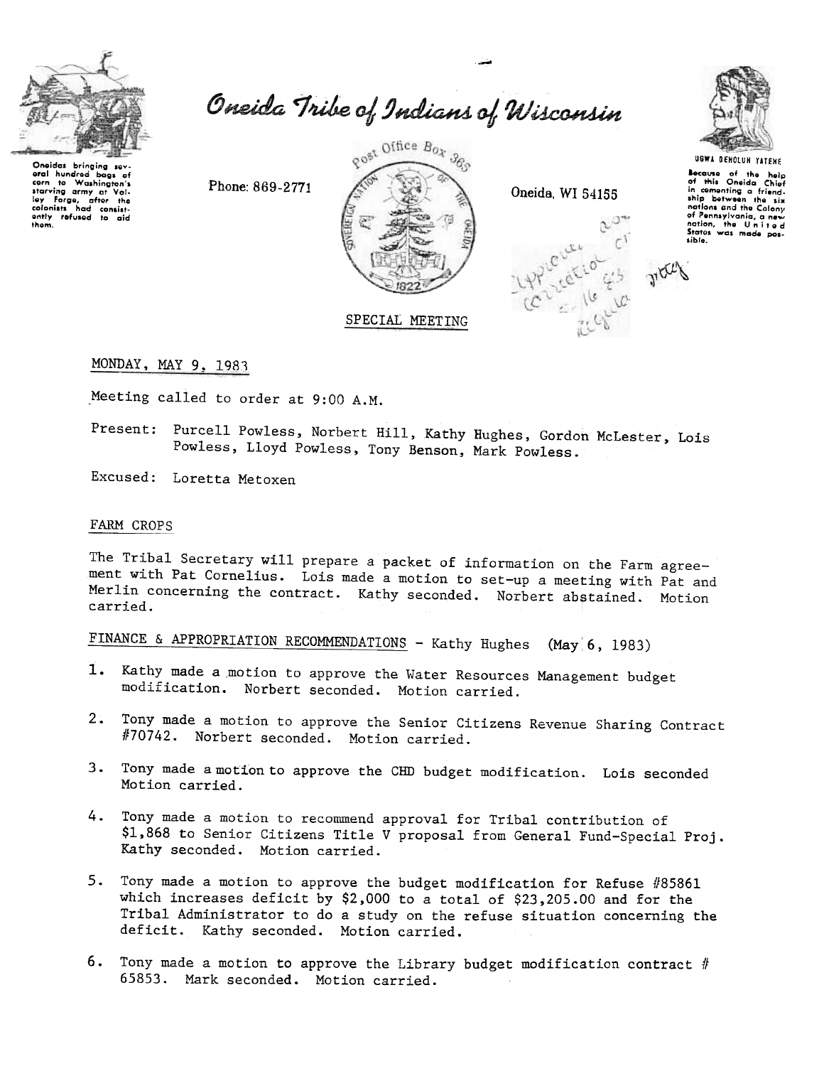# Oneida Tribe of Indians of Wisconsin

Oneidas bringing several hundred bags of corn to Washington's starving army at Valley Forge, after the colonists had consistently refused to aid them.

Phone: 869-2771

Post Office Box 365

Oneida, WI 54155

UGWA DEHOLUH YATEHE

Because of the help of this Oneida Chief in cementing a friendship between the six nations and the Colony of Pennsylvania, a new nation, the United States was made possible.

Approved as corrected 5-16-83 regular

## SPECIAL MEETING

MONDAY, MAY 9, 1983

Meeting called to order at 9:00 A.M.

Present: Purcell Powless, Norbert Hill, Kathy Hughes, Gordon McLester, Lois Powless, Lloyd Powless, Tony Benson, Mark Powless.

Excused: Loretta Metoxen

### FARM CROPS

The Tribal Secretary will prepare a packet of information on the Farm agreement with Pat Cornelius. Lois made a motion to set-up a meeting with Pat and Merlin concerning the contract. Kathy seconded. Norbert abstained. Motion carried.

### FINANCE & APPROPRIATION RECOMMENDATIONS - Kathy Hughes (May 6, 1983)

1. Kathy made a motion to approve the Water Resources Management budget modification. Norbert seconded. Motion carried.
2. Tony made a motion to approve the Senior Citizens Revenue Sharing Contract #70742. Norbert seconded. Motion carried.
3. Tony made a motion to approve the CHD budget modification. Lois seconded Motion carried.
4. Tony made a motion to recommend approval for Tribal contribution of $1,868 to Senior Citizens Title V proposal from General Fund-Special Proj. Kathy seconded. Motion carried.
5. Tony made a motion to approve the budget modification for Refuse #85861 which increases deficit by $2,000 to a total of $23,205.00 and for the Tribal Administrator to do a study on the refuse situation concerning the deficit. Kathy seconded. Motion carried.
6. Tony made a motion to approve the Library budget modification contract # 65853. Mark seconded. Motion carried.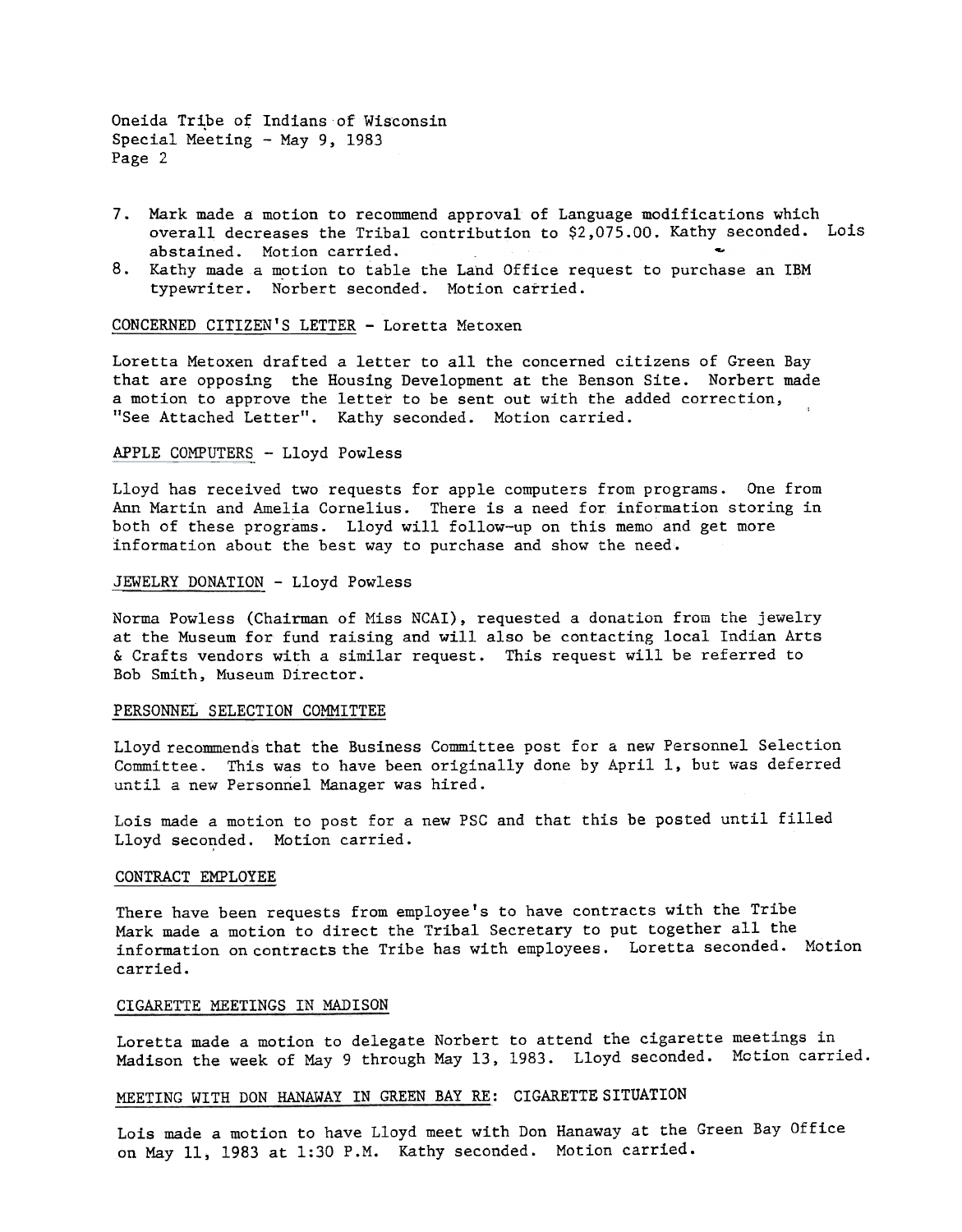7. Mark made a motion to recommend approval of Language modifications which overall decreases the Tribal contribution to $2,075.00. Kathy seconded. Lois abstained. Motion carried.
8. Kathy made a motion to table the Land Office request to purchase an IBM typewriter. Norbert seconded. Motion carried.

CONCERNED CITIZEN'S LETTER - Loretta Metoxen

Loretta Metoxen drafted a letter to all the concerned citizens of Green Bay that are opposing the Housing Development at the Benson Site. Norbert made a motion to approve the letter to be sent out with the added correction, "See Attached Letter". Kathy seconded. Motion carried.

APPLE COMPUTERS - Lloyd Powless

Lloyd has received two requests for apple computers from programs. One from Ann Martin and Amelia Cornelius. There is a need for information storing in both of these programs. Lloyd will follow-up on this memo and get more information about the best way to purchase and show the need.

JEWELRY DONATION - Lloyd Powless

Norma Powless (Chairman of Miss NCAI), requested a donation from the jewelry at the Museum for fund raising and will also be contacting local Indian Arts & Crafts vendors with a similar request. This request will be referred to Bob Smith, Museum Director.

PERSONNEL SELECTION COMMITTEE

Lloyd recommends that the Business Committee post for a new Personnel Selection Committee. This was to have been originally done by April 1, but was deferred until a new Personnel Manager was hired.

Lois made a motion to post for a new PSC and that this be posted until filled Lloyd seconded. Motion carried.

CONTRACT EMPLOYEE

There have been requests from employee's to have contracts with the Tribe Mark made a motion to direct the Tribal Secretary to put together all the information on contracts the Tribe has with employees. Loretta seconded. Motion carried.

CIGARETTE MEETINGS IN MADISON

Loretta made a motion to delegate Norbert to attend the cigarette meetings in Madison the week of May 9 through May 13, 1983. Lloyd seconded. Motion carried.

MEETING WITH DON HANAWAY IN GREEN BAY RE: CIGARETTE SITUATION

Lois made a motion to have Lloyd meet with Don Hanaway at the Green Bay Office on May 11, 1983 at 1:30 P.M. Kathy seconded. Motion carried.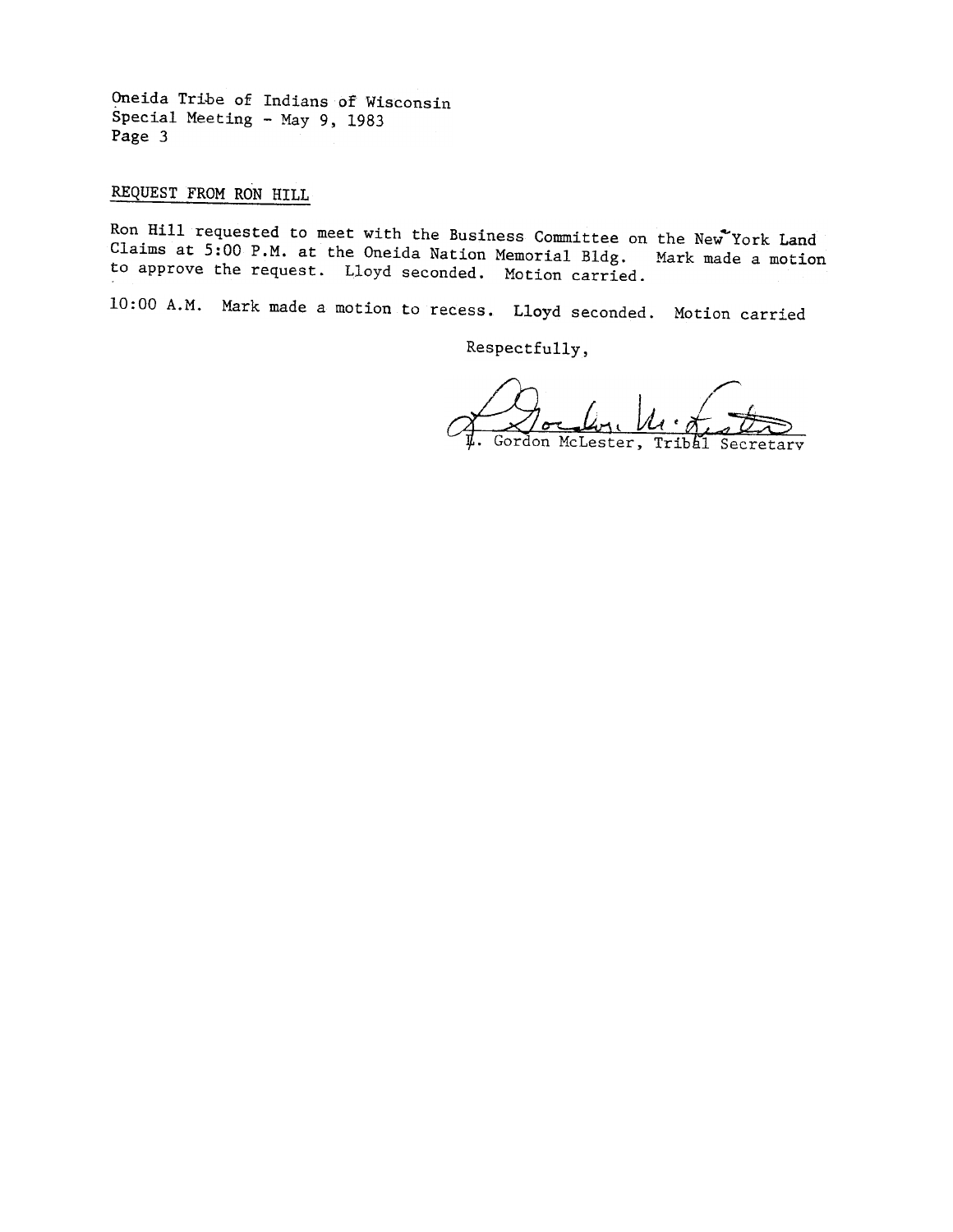Oneida Tribe of Indians of Wisconsin
Special Meeting - May 9, 1983
Page 3

REQUEST FROM RON HILL

Ron Hill requested to meet with the Business Committee on the New York Land Claims at 5:00 P.M. at the Oneida Nation Memorial Bldg. Mark made a motion to approve the request. Lloyd seconded. Motion carried.

10:00 A.M. Mark made a motion to recess. Lloyd seconded. Motion carried

Respectfully,

L. Gordon McLester, Tribal Secretary